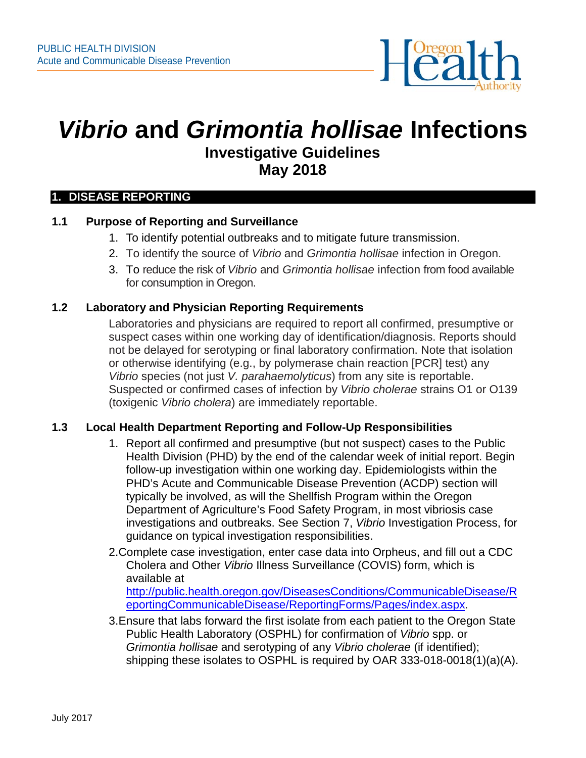PUBLIC HEALTH DIVISION
Acute and Communicable Disease Prevention

# *Vibrio* and *Grimontia hollisae* Infections

## Investigative Guidelines
## May 2018

## 1. DISEASE REPORTING

### 1.1 Purpose of Reporting and Surveillance

1. To identify potential outbreaks and to mitigate future transmission.
2. To identify the source of *Vibrio* and *Grimontia hollisae* infection in Oregon.
3. To reduce the risk of *Vibrio* and *Grimontia hollisae* infection from food available for consumption in Oregon.

### 1.2 Laboratory and Physician Reporting Requirements

Laboratories and physicians are required to report all confirmed, presumptive or suspect cases within one working day of identification/diagnosis. Reports should not be delayed for serotyping or final laboratory confirmation. Note that isolation or otherwise identifying (e.g., by polymerase chain reaction [PCR] test) any *Vibrio* species (not just *V. parahaemolyticus*) from any site is reportable. Suspected or confirmed cases of infection by *Vibrio cholerae* strains O1 or O139 (toxigenic *Vibrio cholera*) are immediately reportable.

### 1.3 Local Health Department Reporting and Follow-Up Responsibilities

1. Report all confirmed and presumptive (but not suspect) cases to the Public Health Division (PHD) by the end of the calendar week of initial report. Begin follow-up investigation within one working day. Epidemiologists within the PHD's Acute and Communicable Disease Prevention (ACDP) section will typically be involved, as will the Shellfish Program within the Oregon Department of Agriculture's Food Safety Program, in most vibriosis case investigations and outbreaks. See Section 7, *Vibrio* Investigation Process, for guidance on typical investigation responsibilities.
2. Complete case investigation, enter case data into Orpheus, and fill out a CDC Cholera and Other *Vibrio* Illness Surveillance (COVIS) form, which is available at http://public.health.oregon.gov/DiseasesConditions/CommunicableDisease/ReportingCommunicableDisease/ReportingForms/Pages/index.aspx.
3. Ensure that labs forward the first isolate from each patient to the Oregon State Public Health Laboratory (OSPHL) for confirmation of *Vibrio* spp. or *Grimontia hollisae* and serotyping of any *Vibrio cholerae* (if identified); shipping these isolates to OSPHL is required by OAR 333-018-0018(1)(a)(A).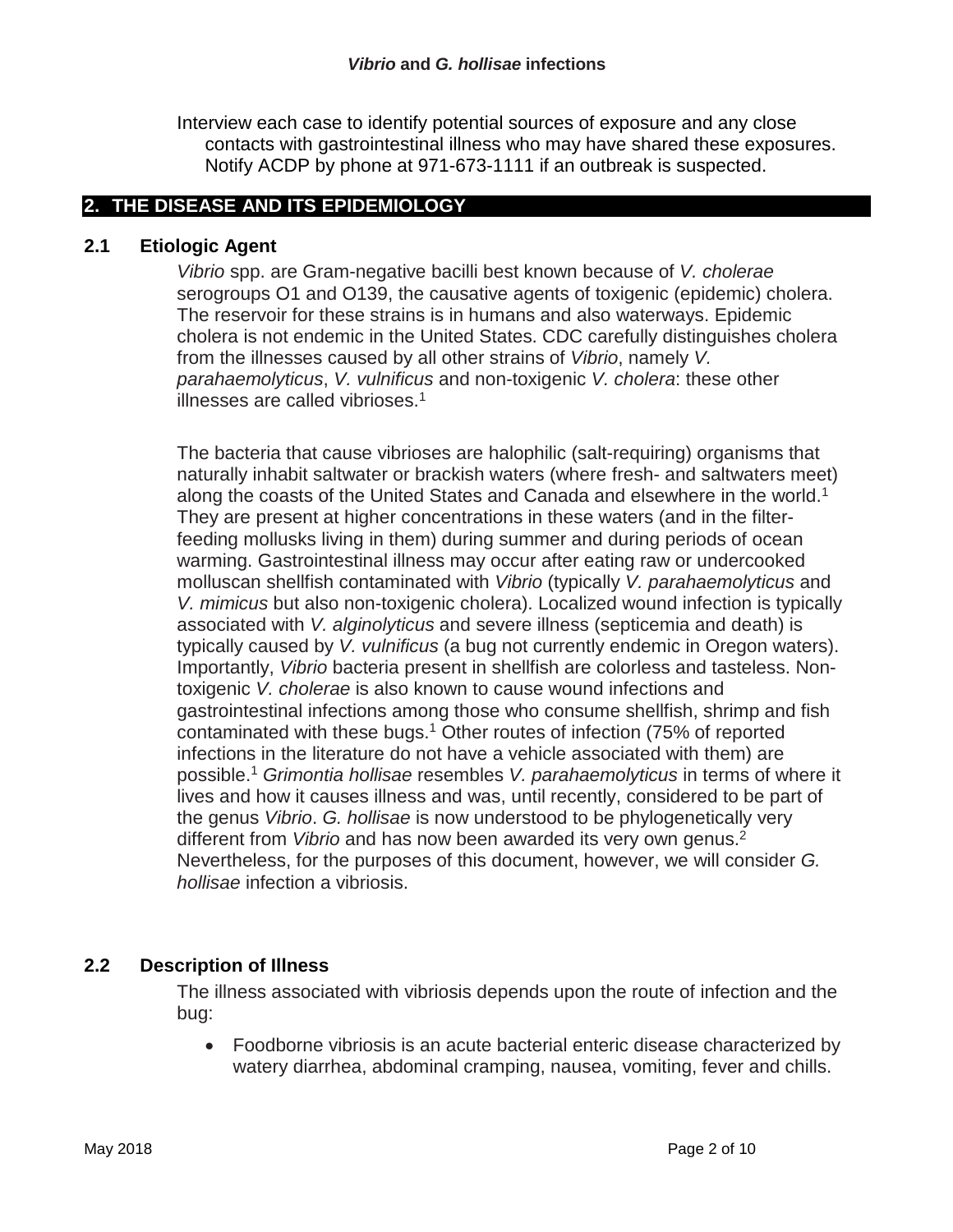Interview each case to identify potential sources of exposure and any close contacts with gastrointestinal illness who may have shared these exposures. Notify ACDP by phone at 971-673-1111 if an outbreak is suspected.

## 2. THE DISEASE AND ITS EPIDEMIOLOGY

### 2.1 Etiologic Agent

*Vibrio* spp. are Gram-negative bacilli best known because of *V. cholerae* serogroups O1 and O139, the causative agents of toxigenic (epidemic) cholera. The reservoir for these strains is in humans and also waterways. Epidemic cholera is not endemic in the United States. CDC carefully distinguishes cholera from the illnesses caused by all other strains of *Vibrio*, namely *V. parahaemolyticus*, *V. vulnificus* and non-toxigenic *V. cholera*: these other illnesses are called vibrioses.[1]

The bacteria that cause vibrioses are halophilic (salt-requiring) organisms that naturally inhabit saltwater or brackish waters (where fresh- and saltwaters meet) along the coasts of the United States and Canada and elsewhere in the world.[1] They are present at higher concentrations in these waters (and in the filter-feeding mollusks living in them) during summer and during periods of ocean warming. Gastrointestinal illness may occur after eating raw or undercooked molluscan shellfish contaminated with *Vibrio* (typically *V. parahaemolyticus* and *V. mimicus* but also non-toxigenic cholera). Localized wound infection is typically associated with *V. alginolyticus* and severe illness (septicemia and death) is typically caused by *V. vulnificus* (a bug not currently endemic in Oregon waters). Importantly, *Vibrio* bacteria present in shellfish are colorless and tasteless. Non-toxigenic *V. cholerae* is also known to cause wound infections and gastrointestinal infections among those who consume shellfish, shrimp and fish contaminated with these bugs.[1] Other routes of infection (75% of reported infections in the literature do not have a vehicle associated with them) are possible.[1] *Grimontia hollisae* resembles *V. parahaemolyticus* in terms of where it lives and how it causes illness and was, until recently, considered to be part of the genus *Vibrio*. *G. hollisae* is now understood to be phylogenetically very different from *Vibrio* and has now been awarded its very own genus.[2] Nevertheless, for the purposes of this document, however, we will consider *G. hollisae* infection a vibriosis.

### 2.2 Description of Illness

The illness associated with vibriosis depends upon the route of infection and the bug:

- Foodborne vibriosis is an acute bacterial enteric disease characterized by watery diarrhea, abdominal cramping, nausea, vomiting, fever and chills.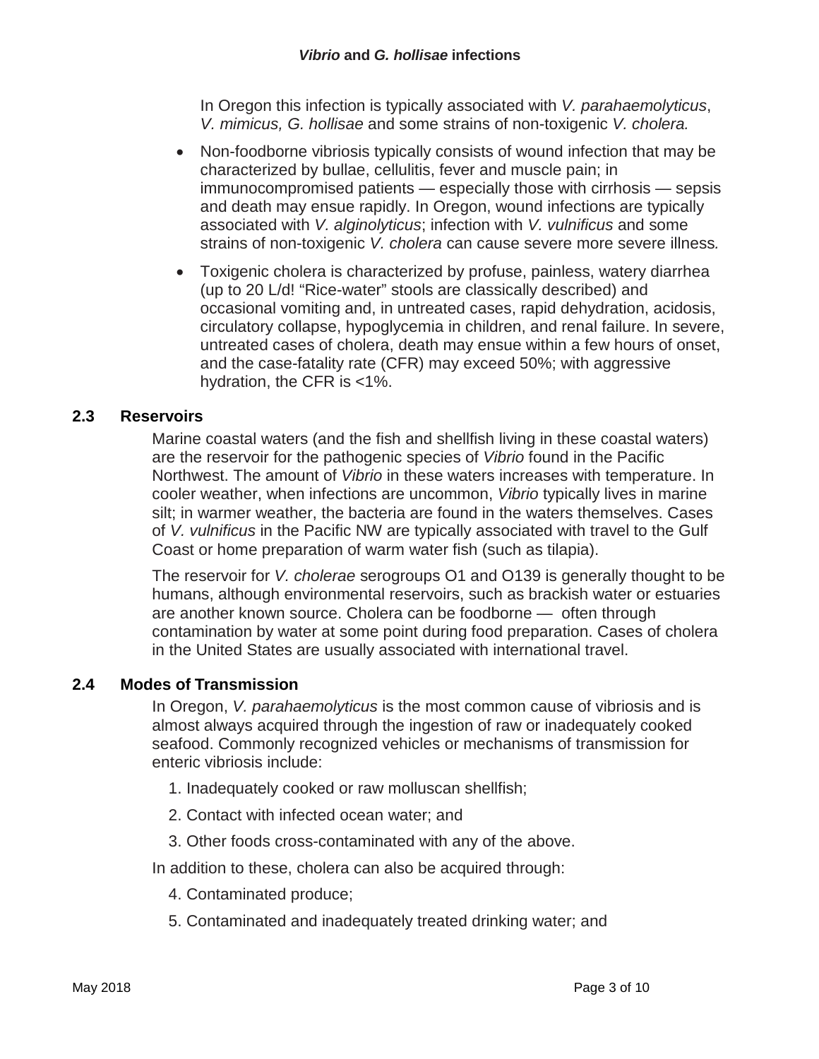In Oregon this infection is typically associated with *V. parahaemolyticus*, *V. mimicus, G. hollisae* and some strains of non-toxigenic *V. cholera.*

- Non-foodborne vibriosis typically consists of wound infection that may be characterized by bullae, cellulitis, fever and muscle pain; in immunocompromised patients — especially those with cirrhosis — sepsis and death may ensue rapidly. In Oregon, wound infections are typically associated with *V. alginolyticus*; infection with *V. vulnificus* and some strains of non-toxigenic *V. cholera* can cause severe more severe illness.
- Toxigenic cholera is characterized by profuse, painless, watery diarrhea (up to 20 L/d! "Rice-water" stools are classically described) and occasional vomiting and, in untreated cases, rapid dehydration, acidosis, circulatory collapse, hypoglycemia in children, and renal failure. In severe, untreated cases of cholera, death may ensue within a few hours of onset, and the case-fatality rate (CFR) may exceed 50%; with aggressive hydration, the CFR is <1%.

## 2.3 Reservoirs

Marine coastal waters (and the fish and shellfish living in these coastal waters) are the reservoir for the pathogenic species of *Vibrio* found in the Pacific Northwest. The amount of *Vibrio* in these waters increases with temperature. In cooler weather, when infections are uncommon, *Vibrio* typically lives in marine silt; in warmer weather, the bacteria are found in the waters themselves. Cases of *V. vulnificus* in the Pacific NW are typically associated with travel to the Gulf Coast or home preparation of warm water fish (such as tilapia).

The reservoir for *V. cholerae* serogroups O1 and O139 is generally thought to be humans, although environmental reservoirs, such as brackish water or estuaries are another known source. Cholera can be foodborne — often through contamination by water at some point during food preparation. Cases of cholera in the United States are usually associated with international travel.

## 2.4 Modes of Transmission

In Oregon, *V. parahaemolyticus* is the most common cause of vibriosis and is almost always acquired through the ingestion of raw or inadequately cooked seafood. Commonly recognized vehicles or mechanisms of transmission for enteric vibriosis include:

1. Inadequately cooked or raw molluscan shellfish;
2. Contact with infected ocean water; and
3. Other foods cross-contaminated with any of the above.

In addition to these, cholera can also be acquired through:

4. Contaminated produce;
5. Contaminated and inadequately treated drinking water; and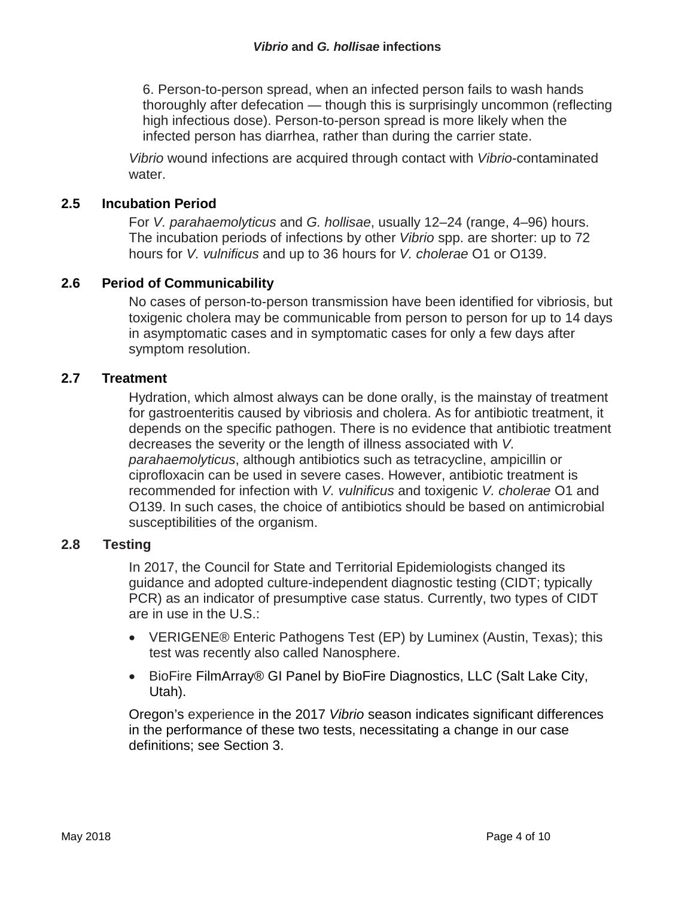6. Person-to-person spread, when an infected person fails to wash hands thoroughly after defecation — though this is surprisingly uncommon (reflecting high infectious dose). Person-to-person spread is more likely when the infected person has diarrhea, rather than during the carrier state.

*Vibrio* wound infections are acquired through contact with *Vibrio*-contaminated water.

## 2.5 Incubation Period

For *V. parahaemolyticus* and *G. hollisae*, usually 12–24 (range, 4–96) hours. The incubation periods of infections by other *Vibrio* spp. are shorter: up to 72 hours for *V. vulnificus* and up to 36 hours for *V. cholerae* O1 or O139.

## 2.6 Period of Communicability

No cases of person-to-person transmission have been identified for vibriosis, but toxigenic cholera may be communicable from person to person for up to 14 days in asymptomatic cases and in symptomatic cases for only a few days after symptom resolution.

## 2.7 Treatment

Hydration, which almost always can be done orally, is the mainstay of treatment for gastroenteritis caused by vibriosis and cholera. As for antibiotic treatment, it depends on the specific pathogen. There is no evidence that antibiotic treatment decreases the severity or the length of illness associated with *V. parahaemolyticus*, although antibiotics such as tetracycline, ampicillin or ciprofloxacin can be used in severe cases. However, antibiotic treatment is recommended for infection with *V. vulnificus* and toxigenic *V. cholerae* O1 and O139. In such cases, the choice of antibiotics should be based on antimicrobial susceptibilities of the organism.

## 2.8 Testing

In 2017, the Council for State and Territorial Epidemiologists changed its guidance and adopted culture-independent diagnostic testing (CIDT; typically PCR) as an indicator of presumptive case status. Currently, two types of CIDT are in use in the U.S.:

- VERIGENE® Enteric Pathogens Test (EP) by Luminex (Austin, Texas); this test was recently also called Nanosphere.
- BioFire FilmArray® GI Panel by BioFire Diagnostics, LLC (Salt Lake City, Utah).

Oregon's experience in the 2017 *Vibrio* season indicates significant differences in the performance of these two tests, necessitating a change in our case definitions; see Section 3.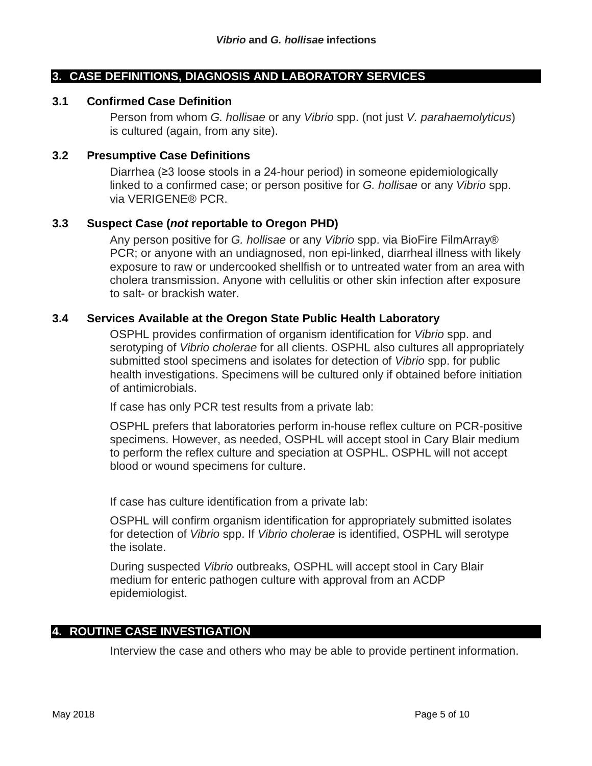## 3. CASE DEFINITIONS, DIAGNOSIS AND LABORATORY SERVICES

### 3.1 Confirmed Case Definition

Person from whom *G. hollisae* or any *Vibrio* spp. (not just *V. parahaemolyticus*) is cultured (again, from any site).

### 3.2 Presumptive Case Definitions

Diarrhea (≥3 loose stools in a 24-hour period) in someone epidemiologically linked to a confirmed case; or person positive for *G. hollisae* or any *Vibrio* spp. via VERIGENE® PCR.

### 3.3 Suspect Case (*not* reportable to Oregon PHD)

Any person positive for *G. hollisae* or any *Vibrio* spp. via BioFire FilmArray® PCR; or anyone with an undiagnosed, non epi-linked, diarrheal illness with likely exposure to raw or undercooked shellfish or to untreated water from an area with cholera transmission. Anyone with cellulitis or other skin infection after exposure to salt- or brackish water.

### 3.4 Services Available at the Oregon State Public Health Laboratory

OSPHL provides confirmation of organism identification for *Vibrio* spp. and serotyping of *Vibrio cholerae* for all clients. OSPHL also cultures all appropriately submitted stool specimens and isolates for detection of *Vibrio* spp. for public health investigations. Specimens will be cultured only if obtained before initiation of antimicrobials.

If case has only PCR test results from a private lab:

OSPHL prefers that laboratories perform in-house reflex culture on PCR-positive specimens. However, as needed, OSPHL will accept stool in Cary Blair medium to perform the reflex culture and speciation at OSPHL. OSPHL will not accept blood or wound specimens for culture.

If case has culture identification from a private lab:

OSPHL will confirm organism identification for appropriately submitted isolates for detection of *Vibrio* spp. If *Vibrio cholerae* is identified, OSPHL will serotype the isolate.

During suspected *Vibrio* outbreaks, OSPHL will accept stool in Cary Blair medium for enteric pathogen culture with approval from an ACDP epidemiologist.

## 4. ROUTINE CASE INVESTIGATION

Interview the case and others who may be able to provide pertinent information.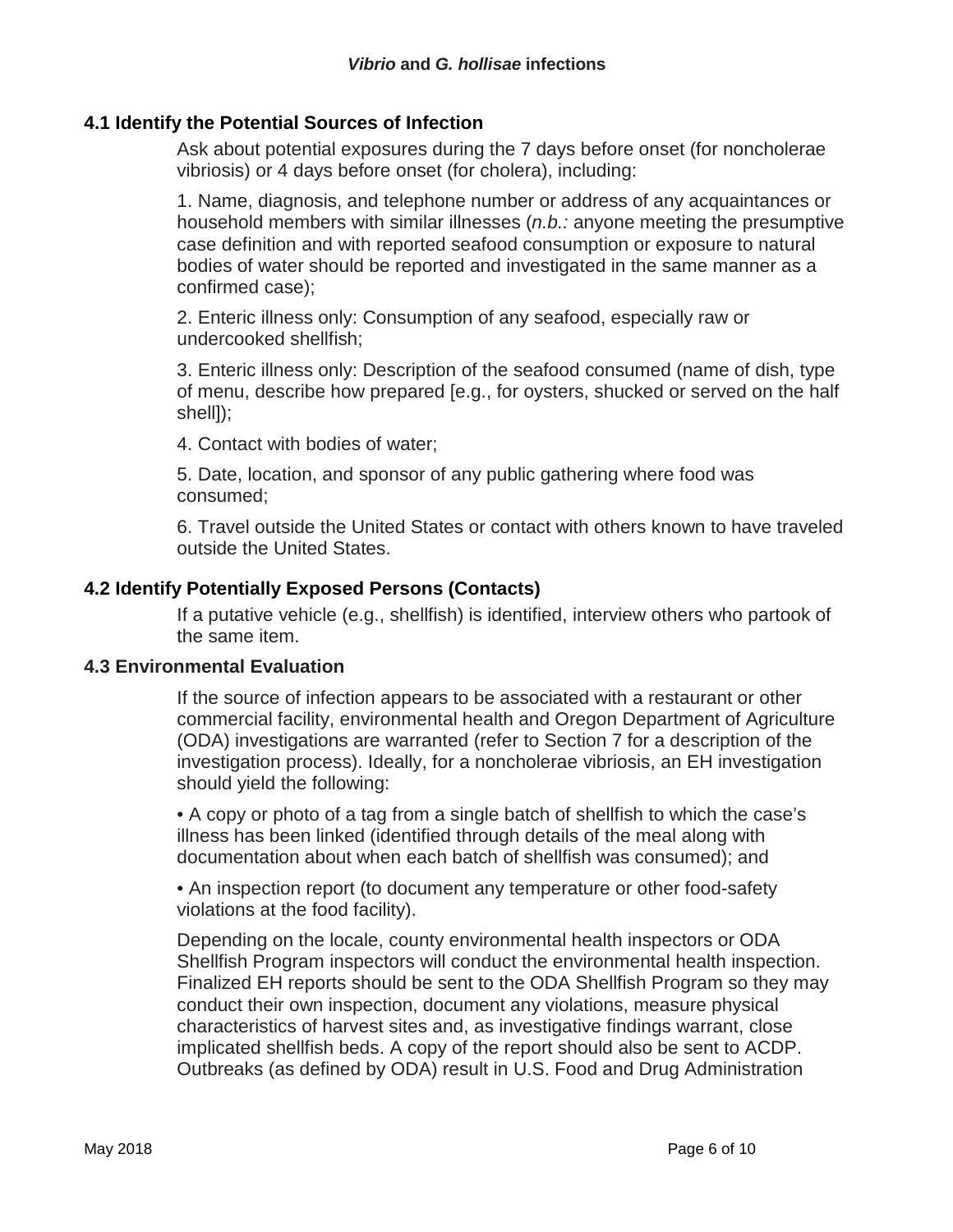### 4.1 Identify the Potential Sources of Infection

Ask about potential exposures during the 7 days before onset (for noncholerae vibriosis) or 4 days before onset (for cholera), including:

1. Name, diagnosis, and telephone number or address of any acquaintances or household members with similar illnesses (*n.b.:* anyone meeting the presumptive case definition and with reported seafood consumption or exposure to natural bodies of water should be reported and investigated in the same manner as a confirmed case);

2. Enteric illness only: Consumption of any seafood, especially raw or undercooked shellfish;

3. Enteric illness only: Description of the seafood consumed (name of dish, type of menu, describe how prepared [e.g., for oysters, shucked or served on the half shell]);

4. Contact with bodies of water;

5. Date, location, and sponsor of any public gathering where food was consumed;

6. Travel outside the United States or contact with others known to have traveled outside the United States.

### 4.2 Identify Potentially Exposed Persons (Contacts)

If a putative vehicle (e.g., shellfish) is identified, interview others who partook of the same item.

### 4.3 Environmental Evaluation

If the source of infection appears to be associated with a restaurant or other commercial facility, environmental health and Oregon Department of Agriculture (ODA) investigations are warranted (refer to Section 7 for a description of the investigation process). Ideally, for a noncholerae vibriosis, an EH investigation should yield the following:

- A copy or photo of a tag from a single batch of shellfish to which the case's illness has been linked (identified through details of the meal along with documentation about when each batch of shellfish was consumed); and

- An inspection report (to document any temperature or other food-safety violations at the food facility).

Depending on the locale, county environmental health inspectors or ODA Shellfish Program inspectors will conduct the environmental health inspection. Finalized EH reports should be sent to the ODA Shellfish Program so they may conduct their own inspection, document any violations, measure physical characteristics of harvest sites and, as investigative findings warrant, close implicated shellfish beds. A copy of the report should also be sent to ACDP. Outbreaks (as defined by ODA) result in U.S. Food and Drug Administration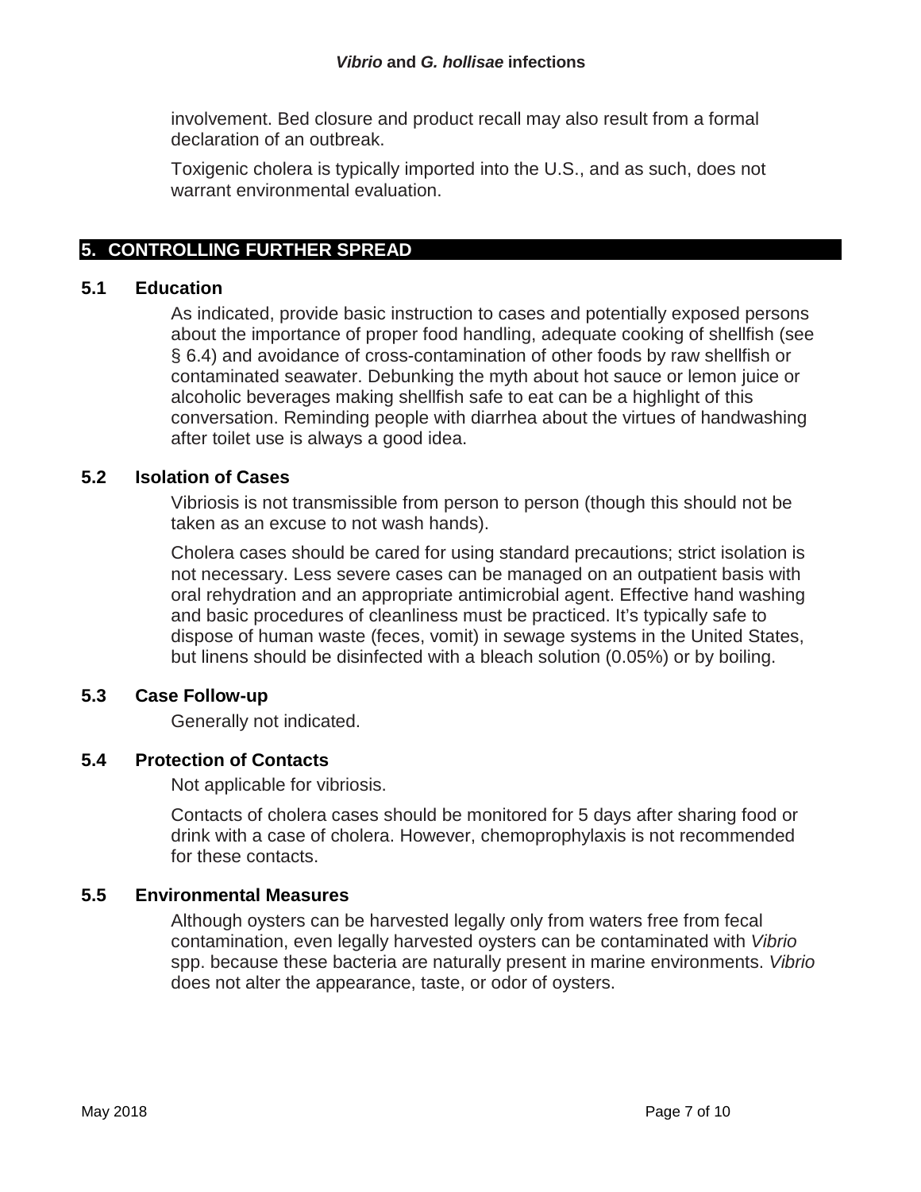involvement. Bed closure and product recall may also result from a formal declaration of an outbreak.

Toxigenic cholera is typically imported into the U.S., and as such, does not warrant environmental evaluation.

## 5. CONTROLLING FURTHER SPREAD

### 5.1 Education

As indicated, provide basic instruction to cases and potentially exposed persons about the importance of proper food handling, adequate cooking of shellfish (see § 6.4) and avoidance of cross-contamination of other foods by raw shellfish or contaminated seawater. Debunking the myth about hot sauce or lemon juice or alcoholic beverages making shellfish safe to eat can be a highlight of this conversation. Reminding people with diarrhea about the virtues of handwashing after toilet use is always a good idea.

### 5.2 Isolation of Cases

Vibriosis is not transmissible from person to person (though this should not be taken as an excuse to not wash hands).

Cholera cases should be cared for using standard precautions; strict isolation is not necessary. Less severe cases can be managed on an outpatient basis with oral rehydration and an appropriate antimicrobial agent. Effective hand washing and basic procedures of cleanliness must be practiced. It's typically safe to dispose of human waste (feces, vomit) in sewage systems in the United States, but linens should be disinfected with a bleach solution (0.05%) or by boiling.

### 5.3 Case Follow-up

Generally not indicated.

### 5.4 Protection of Contacts

Not applicable for vibriosis.

Contacts of cholera cases should be monitored for 5 days after sharing food or drink with a case of cholera. However, chemoprophylaxis is not recommended for these contacts.

### 5.5 Environmental Measures

Although oysters can be harvested legally only from waters free from fecal contamination, even legally harvested oysters can be contaminated with *Vibrio* spp. because these bacteria are naturally present in marine environments. *Vibrio* does not alter the appearance, taste, or odor of oysters.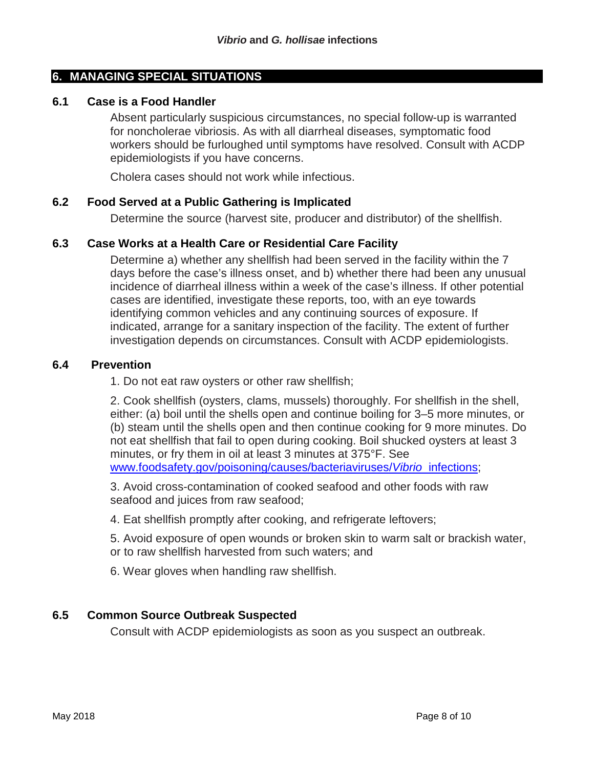## 6. MANAGING SPECIAL SITUATIONS

### 6.1 Case is a Food Handler

Absent particularly suspicious circumstances, no special follow-up is warranted for noncholerae vibriosis. As with all diarrheal diseases, symptomatic food workers should be furloughed until symptoms have resolved. Consult with ACDP epidemiologists if you have concerns.

Cholera cases should not work while infectious.

### 6.2 Food Served at a Public Gathering is Implicated

Determine the source (harvest site, producer and distributor) of the shellfish.

### 6.3 Case Works at a Health Care or Residential Care Facility

Determine a) whether any shellfish had been served in the facility within the 7 days before the case's illness onset, and b) whether there had been any unusual incidence of diarrheal illness within a week of the case's illness. If other potential cases are identified, investigate these reports, too, with an eye towards identifying common vehicles and any continuing sources of exposure. If indicated, arrange for a sanitary inspection of the facility. The extent of further investigation depends on circumstances. Consult with ACDP epidemiologists.

### 6.4 Prevention

1. Do not eat raw oysters or other raw shellfish;

2. Cook shellfish (oysters, clams, mussels) thoroughly. For shellfish in the shell, either: (a) boil until the shells open and continue boiling for 3–5 more minutes, or (b) steam until the shells open and then continue cooking for 9 more minutes. Do not eat shellfish that fail to open during cooking. Boil shucked oysters at least 3 minutes, or fry them in oil at least 3 minutes at 375°F. See [www.foodsafety.gov/poisoning/causes/bacteriaviruses/*Vibrio*_infections](www.foodsafety.gov/poisoning/causes/bacteriaviruses/Vibrio_infections);

3. Avoid cross-contamination of cooked seafood and other foods with raw seafood and juices from raw seafood;

4. Eat shellfish promptly after cooking, and refrigerate leftovers;

5. Avoid exposure of open wounds or broken skin to warm salt or brackish water, or to raw shellfish harvested from such waters; and

6. Wear gloves when handling raw shellfish.

### 6.5 Common Source Outbreak Suspected

Consult with ACDP epidemiologists as soon as you suspect an outbreak.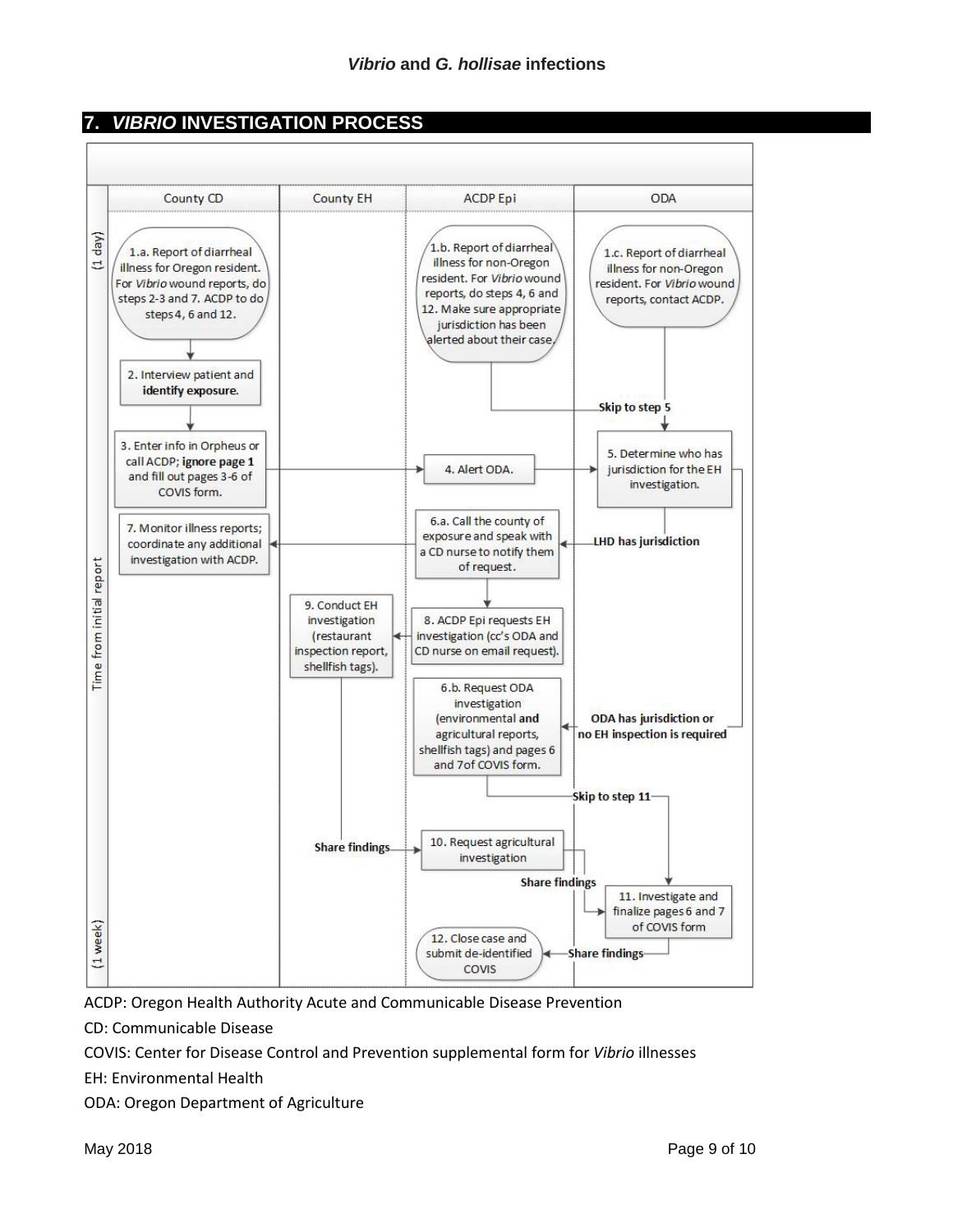## 7. *VIBRIO* INVESTIGATION PROCESS

| Time from initial report | County CD | County EH | ACDP Epi | ODA |
|---|---|---|---|---|
| (1 day) | 1.a. Report of diarrheal illness for Oregon resident. For *Vibrio* wound reports, do steps 2-3 and 7. ACDP to do steps 4, 6 and 12. | | 1.b. Report of diarrheal illness for non-Oregon resident. For *Vibrio* wound reports, do steps 4, 6 and 12. Make sure appropriate jurisdiction has been alerted about their case. → Skip to step 5 | 1.c. Report of diarrheal illness for non-Oregon resident. For *Vibrio* wound reports, contact ACDP. |
| | 2. Interview patient and **identify exposure.** | | | |
| | 3. Enter info in Orpheus or call ACDP; **ignore page 1** and fill out pages 3-6 of COVIS form. | | 4. Alert ODA. | 5. Determine who has jurisdiction for the EH investigation. |
| | 7. Monitor illness reports; coordinate any additional investigation with ACDP. | | 6.a. Call the county of exposure and speak with a CD nurse to notify them of request. | **LHD has jurisdiction** |
| | | 9. Conduct EH investigation (restaurant inspection report, shellfish tags). | 8. ACDP Epi requests EH investigation (cc's ODA and CD nurse on email request). | |
| | | | 6.b. Request ODA investigation (environmental **and** agricultural reports, shellfish tags) and pages 6 and 7of COVIS form. → Skip to step 11 | **ODA has jurisdiction or no EH inspection is required** |
| | | **Share findings** | 10. Request agricultural investigation → **Share findings** | 11. Investigate and finalize pages 6 and 7 of COVIS form |
| (1 week) | | | 12. Close case and submit de-identified COVIS | **Share findings** |

ACDP: Oregon Health Authority Acute and Communicable Disease Prevention

CD: Communicable Disease

COVIS: Center for Disease Control and Prevention supplemental form for *Vibrio* illnesses

EH: Environmental Health

ODA: Oregon Department of Agriculture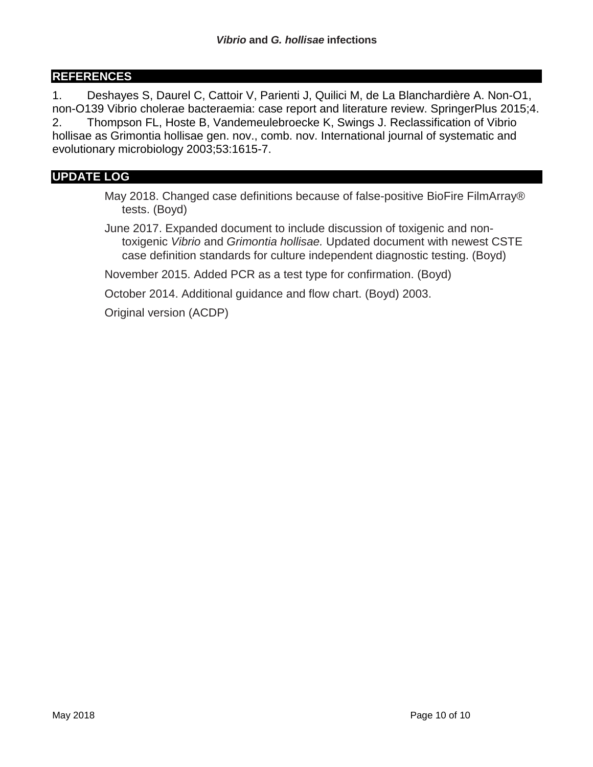## REFERENCES

1. Deshayes S, Daurel C, Cattoir V, Parienti J, Quilici M, de La Blanchardière A. Non-O1, non-O139 Vibrio cholerae bacteraemia: case report and literature review. SpringerPlus 2015;4.
2. Thompson FL, Hoste B, Vandemeulebroecke K, Swings J. Reclassification of Vibrio hollisae as Grimontia hollisae gen. nov., comb. nov. International journal of systematic and evolutionary microbiology 2003;53:1615-7.

## UPDATE LOG

May 2018. Changed case definitions because of false-positive BioFire FilmArray® tests. (Boyd)

June 2017. Expanded document to include discussion of toxigenic and non-toxigenic *Vibrio* and *Grimontia hollisae.* Updated document with newest CSTE case definition standards for culture independent diagnostic testing. (Boyd)

November 2015. Added PCR as a test type for confirmation. (Boyd)

October 2014. Additional guidance and flow chart. (Boyd) 2003.

Original version (ACDP)